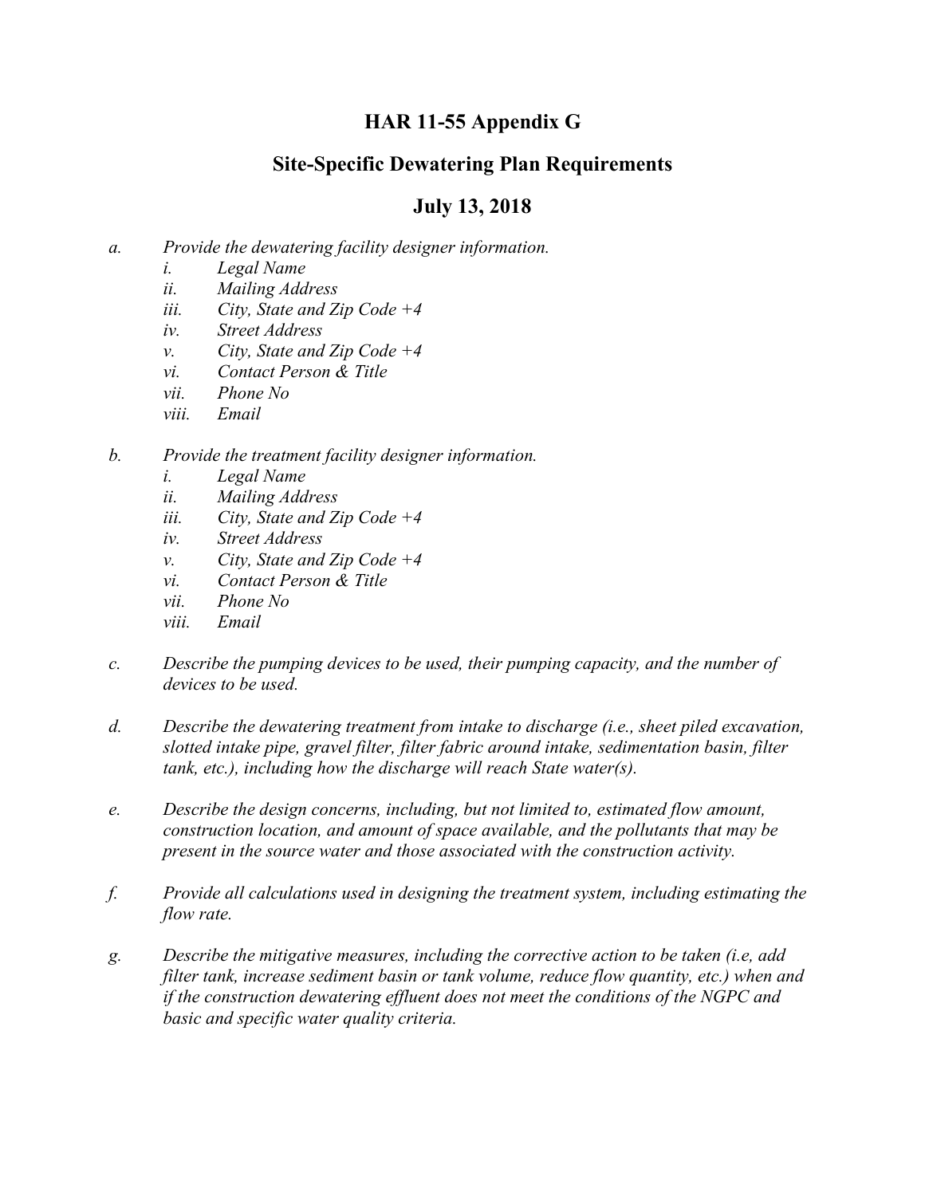# HAR 11-55 Appendix G

## Site-Specific Dewatering Plan Requirements

## July 13, 2018

*a.* *Provide the dewatering facility designer information.*

   *i.* *Legal Name*
   *ii.* *Mailing Address*
   *iii.* *City, State and Zip Code +4*
   *iv.* *Street Address*
   *v.* *City, State and Zip Code +4*
   *vi.* *Contact Person & Title*
   *vii.* *Phone No*
   *viii.* *Email*

*b.* *Provide the treatment facility designer information.*

   *i.* *Legal Name*
   *ii.* *Mailing Address*
   *iii.* *City, State and Zip Code +4*
   *iv.* *Street Address*
   *v.* *City, State and Zip Code +4*
   *vi.* *Contact Person & Title*
   *vii.* *Phone No*
   *viii.* *Email*

*c.* *Describe the pumping devices to be used, their pumping capacity, and the number of devices to be used.*

*d.* *Describe the dewatering treatment from intake to discharge (i.e., sheet piled excavation, slotted intake pipe, gravel filter, filter fabric around intake, sedimentation basin, filter tank, etc.), including how the discharge will reach State water(s).*

*e.* *Describe the design concerns, including, but not limited to, estimated flow amount, construction location, and amount of space available, and the pollutants that may be present in the source water and those associated with the construction activity.*

*f.* *Provide all calculations used in designing the treatment system, including estimating the flow rate.*

*g.* *Describe the mitigative measures, including the corrective action to be taken (i.e, add filter tank, increase sediment basin or tank volume, reduce flow quantity, etc.) when and if the construction dewatering effluent does not meet the conditions of the NGPC and basic and specific water quality criteria.*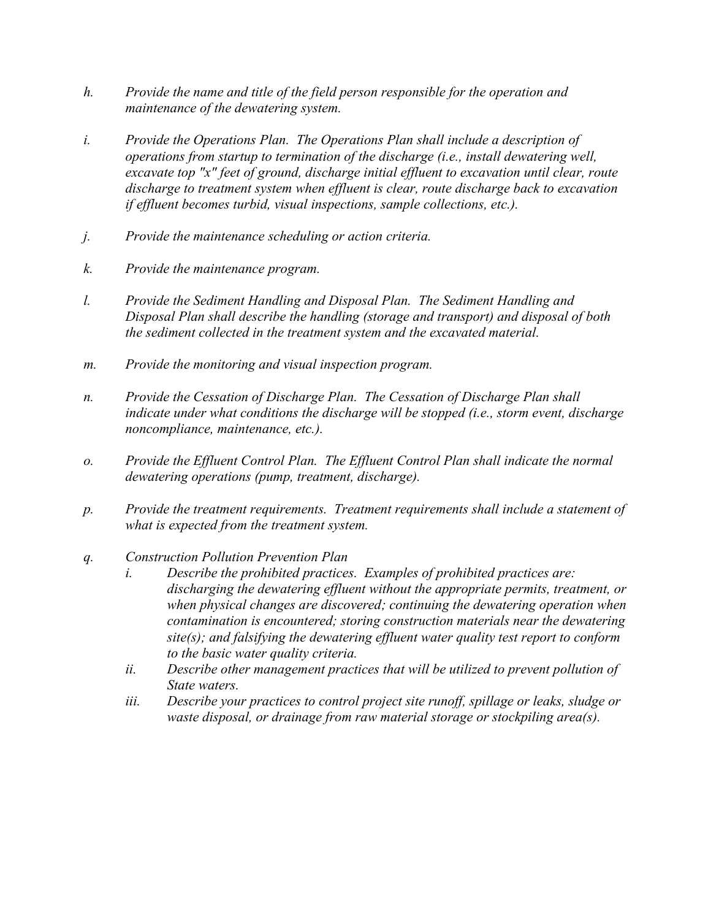*h. Provide the name and title of the field person responsible for the operation and maintenance of the dewatering system.*

*i. Provide the Operations Plan. The Operations Plan shall include a description of operations from startup to termination of the discharge (i.e., install dewatering well, excavate top "x" feet of ground, discharge initial effluent to excavation until clear, route discharge to treatment system when effluent is clear, route discharge back to excavation if effluent becomes turbid, visual inspections, sample collections, etc.).*

*j. Provide the maintenance scheduling or action criteria.*

*k. Provide the maintenance program.*

*l. Provide the Sediment Handling and Disposal Plan. The Sediment Handling and Disposal Plan shall describe the handling (storage and transport) and disposal of both the sediment collected in the treatment system and the excavated material.*

*m. Provide the monitoring and visual inspection program.*

*n. Provide the Cessation of Discharge Plan. The Cessation of Discharge Plan shall indicate under what conditions the discharge will be stopped (i.e., storm event, discharge noncompliance, maintenance, etc.).*

*o. Provide the Effluent Control Plan. The Effluent Control Plan shall indicate the normal dewatering operations (pump, treatment, discharge).*

*p. Provide the treatment requirements. Treatment requirements shall include a statement of what is expected from the treatment system.*

*q. Construction Pollution Prevention Plan*

  *i. Describe the prohibited practices. Examples of prohibited practices are: discharging the dewatering effluent without the appropriate permits, treatment, or when physical changes are discovered; continuing the dewatering operation when contamination is encountered; storing construction materials near the dewatering site(s); and falsifying the dewatering effluent water quality test report to conform to the basic water quality criteria.*

  *ii. Describe other management practices that will be utilized to prevent pollution of State waters.*

  *iii. Describe your practices to control project site runoff, spillage or leaks, sludge or waste disposal, or drainage from raw material storage or stockpiling area(s).*